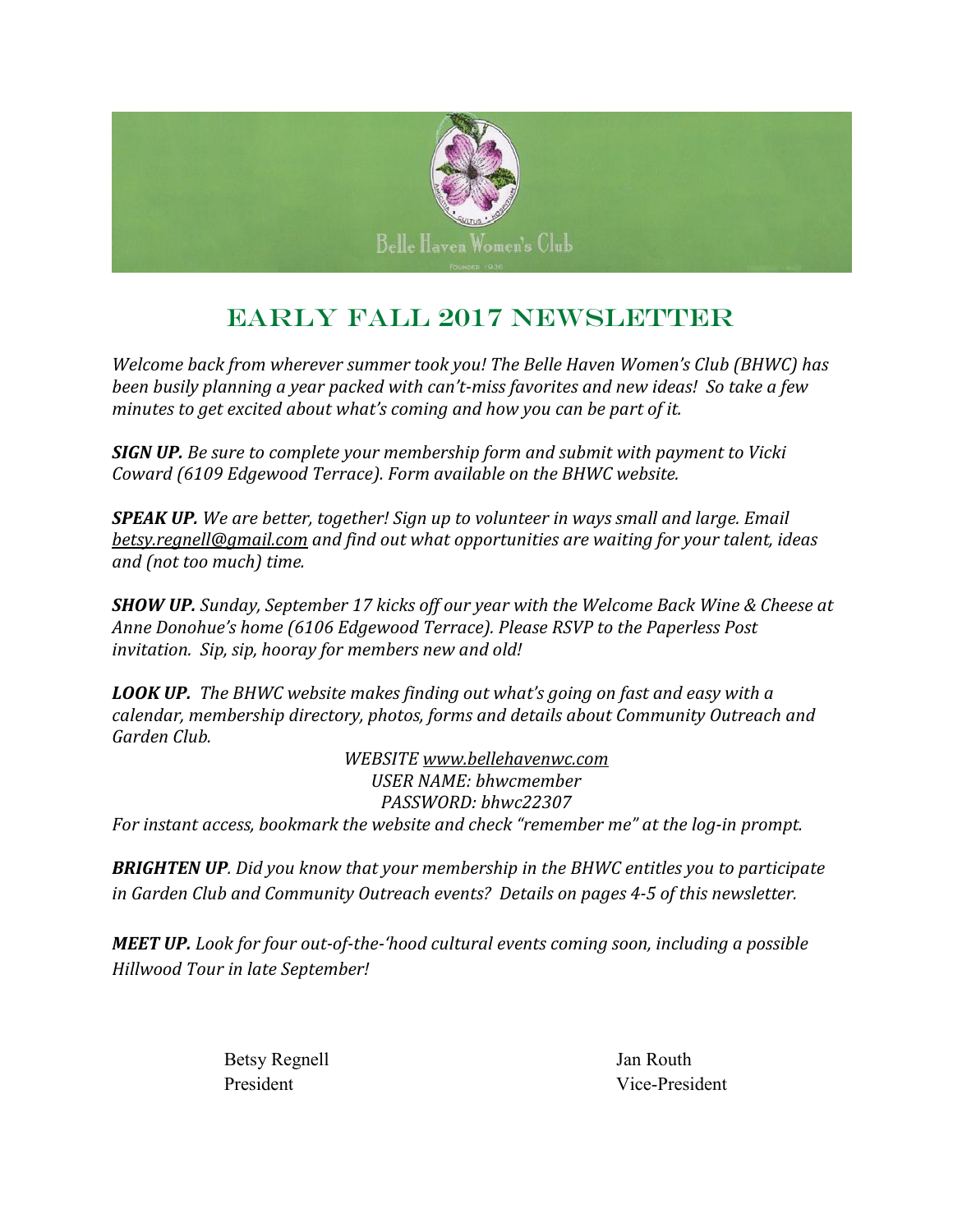Belle Haven Women's Club

# Early Fall 2017 Newsletter

*Welcome back from wherever summer took you! The Belle Haven Women's Club (BHWC) has been busily planning a year packed with can't-miss favorites and new ideas! So take a few minutes to get excited about what's coming and how you can be part of it.*

***SIGN UP.*** *Be sure to complete your membership form and submit with payment to Vicki Coward (6109 Edgewood Terrace). Form available on the BHWC website.*

***SPEAK UP.*** *We are better, together! Sign up to volunteer in ways small and large. Email betsy.regnell@gmail.com and find out what opportunities are waiting for your talent, ideas and (not too much) time.*

***SHOW UP.*** *Sunday, September 17 kicks off our year with the Welcome Back Wine & Cheese at Anne Donohue's home (6106 Edgewood Terrace). Please RSVP to the Paperless Post invitation. Sip, sip, hooray for members new and old!*

***LOOK UP.*** *The BHWC website makes finding out what's going on fast and easy with a calendar, membership directory, photos, forms and details about Community Outreach and Garden Club.*

*WEBSITE www.bellehavenwc.com*
*USER NAME: bhwcmember*
*PASSWORD: bhwc22307*

*For instant access, bookmark the website and check "remember me" at the log-in prompt.*

***BRIGHTEN UP****. Did you know that your membership in the BHWC entitles you to participate in Garden Club and Community Outreach events? Details on pages 4-5 of this newsletter.*

***MEET UP.*** *Look for four out-of-the-'hood cultural events coming soon, including a possible Hillwood Tour in late September!*

Betsy Regnell
President

Jan Routh
Vice-President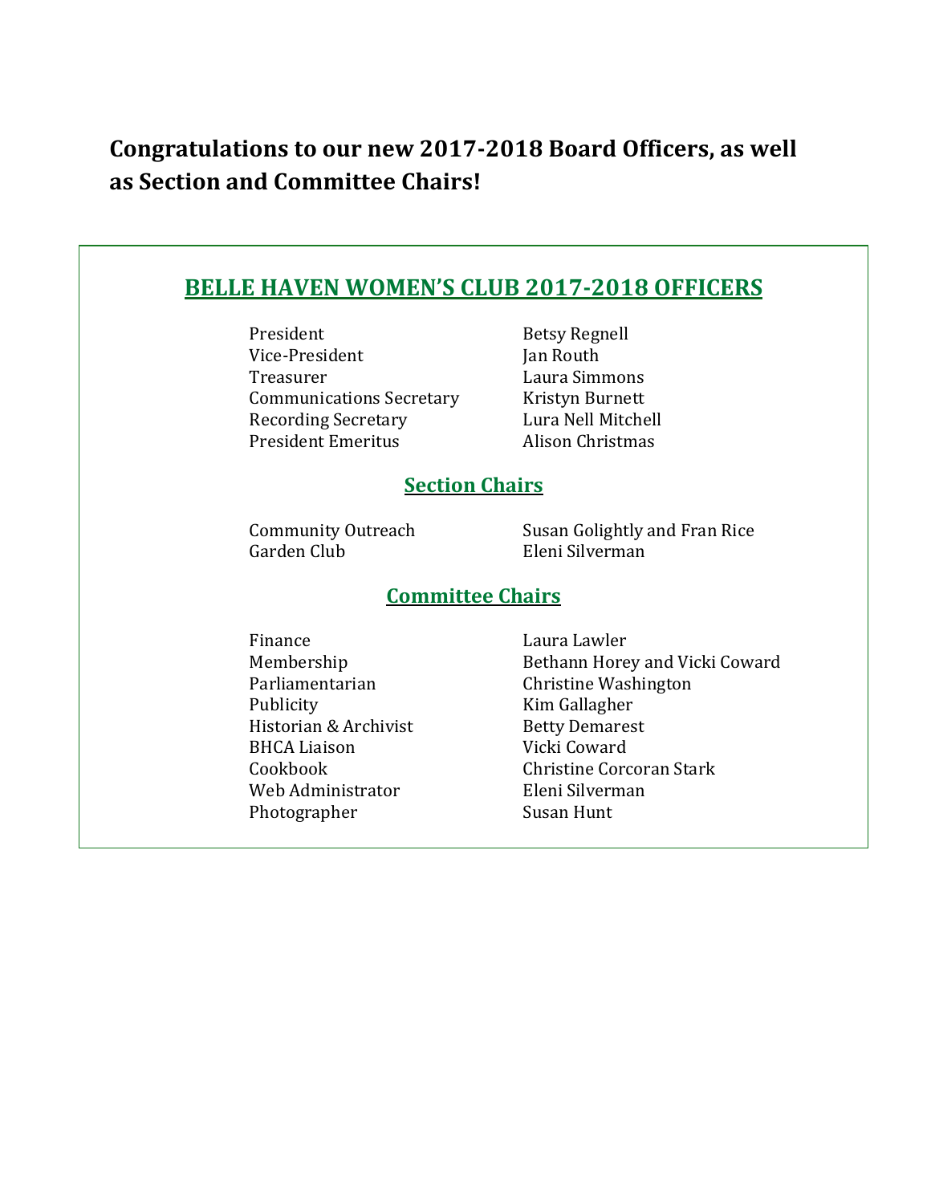**Congratulations to our new 2017-2018 Board Officers, as well as Section and Committee Chairs!**

## BELLE HAVEN WOMEN'S CLUB 2017-2018 OFFICERS

| | |
|---|---|
| President | Betsy Regnell |
| Vice-President | Jan Routh |
| Treasurer | Laura Simmons |
| Communications Secretary | Kristyn Burnett |
| Recording Secretary | Lura Nell Mitchell |
| President Emeritus | Alison Christmas |

### Section Chairs

| | |
|---|---|
| Community Outreach | Susan Golightly and Fran Rice |
| Garden Club | Eleni Silverman |

### Committee Chairs

| | |
|---|---|
| Finance | Laura Lawler |
| Membership | Bethann Horey and Vicki Coward |
| Parliamentarian | Christine Washington |
| Publicity | Kim Gallagher |
| Historian & Archivist | Betty Demarest |
| BHCA Liaison | Vicki Coward |
| Cookbook | Christine Corcoran Stark |
| Web Administrator | Eleni Silverman |
| Photographer | Susan Hunt |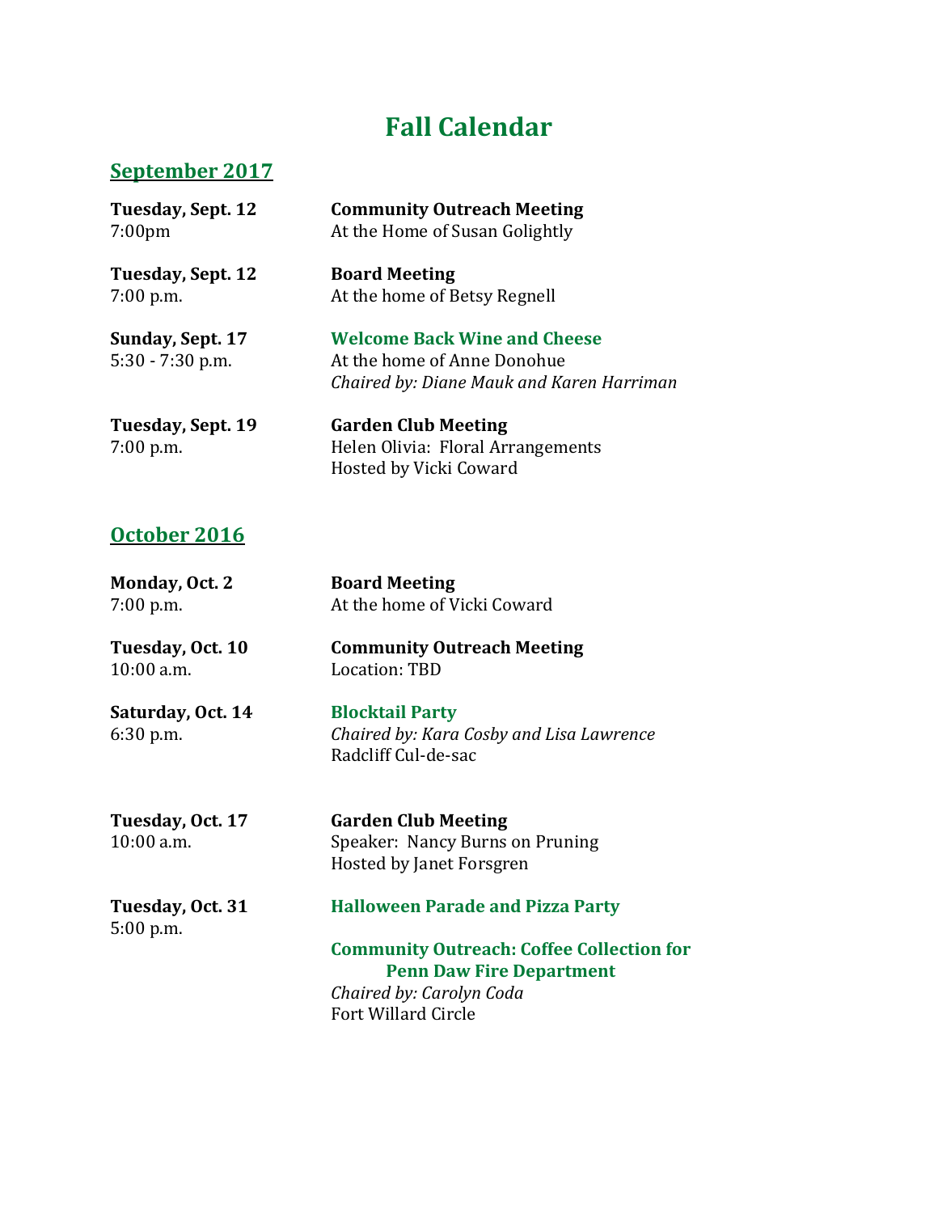# Fall Calendar

## September 2017

**Tuesday, Sept. 12**
7:00pm

**Community Outreach Meeting**
At the Home of Susan Golightly

**Tuesday, Sept. 12**
7:00 p.m.

**Board Meeting**
At the home of Betsy Regnell

**Sunday, Sept. 17**
5:30 - 7:30 p.m.

**Welcome Back Wine and Cheese**
At the home of Anne Donohue
*Chaired by: Diane Mauk and Karen Harriman*

**Tuesday, Sept. 19**
7:00 p.m.

**Garden Club Meeting**
Helen Olivia: Floral Arrangements
Hosted by Vicki Coward

## October 2016

**Monday, Oct. 2**
7:00 p.m.

**Board Meeting**
At the home of Vicki Coward

**Tuesday, Oct. 10**
10:00 a.m.

**Community Outreach Meeting**
Location: TBD

**Saturday, Oct. 14**
6:30 p.m.

**Blocktail Party**
*Chaired by: Kara Cosby and Lisa Lawrence*
Radcliff Cul-de-sac

**Tuesday, Oct. 17**
10:00 a.m.

**Garden Club Meeting**
Speaker: Nancy Burns on Pruning
Hosted by Janet Forsgren

**Tuesday, Oct. 31**
5:00 p.m.

**Halloween Parade and Pizza Party**

**Community Outreach: Coffee Collection for Penn Daw Fire Department**
*Chaired by: Carolyn Coda*
Fort Willard Circle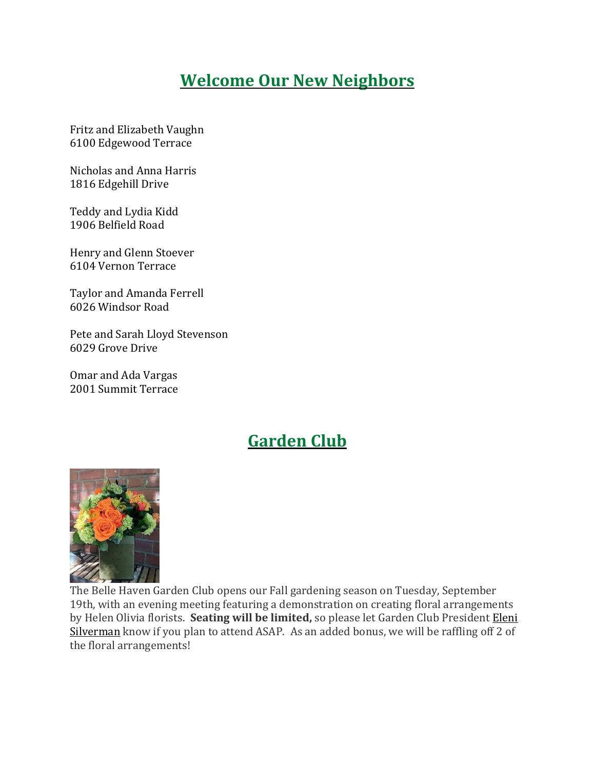## Welcome Our New Neighbors

Fritz and Elizabeth Vaughn
6100 Edgewood Terrace

Nicholas and Anna Harris
1816 Edgehill Drive

Teddy and Lydia Kidd
1906 Belfield Road

Henry and Glenn Stoever
6104 Vernon Terrace

Taylor and Amanda Ferrell
6026 Windsor Road

Pete and Sarah Lloyd Stevenson
6029 Grove Drive

Omar and Ada Vargas
2001 Summit Terrace

## Garden Club

The Belle Haven Garden Club opens our Fall gardening season on Tuesday, September 19th, with an evening meeting featuring a demonstration on creating floral arrangements by Helen Olivia florists. **Seating will be limited,** so please let Garden Club President Eleni Silverman know if you plan to attend ASAP. As an added bonus, we will be raffling off 2 of the floral arrangements!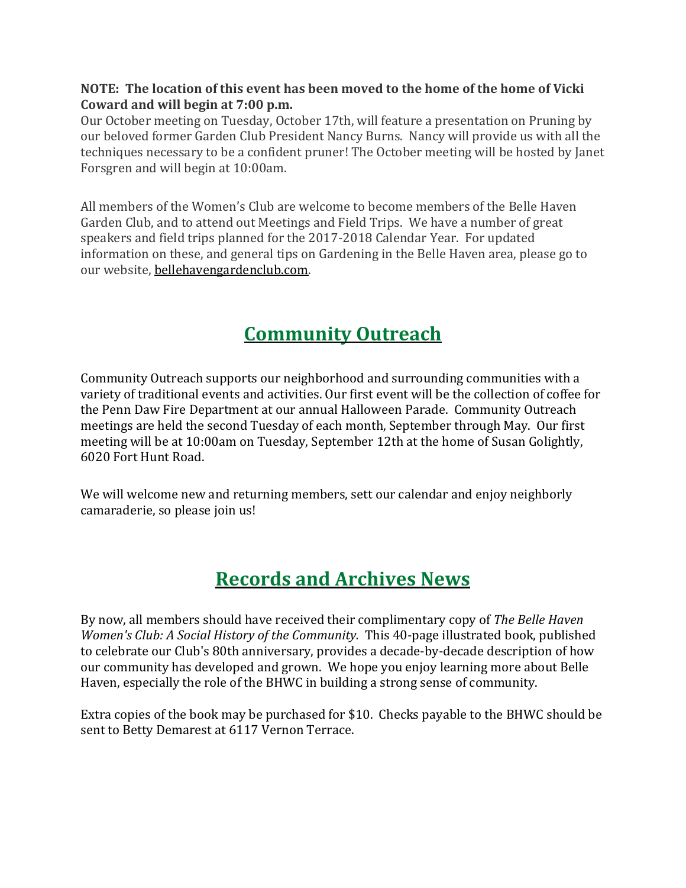**NOTE: The location of this event has been moved to the home of the home of Vicki Coward and will begin at 7:00 p.m.**

Our October meeting on Tuesday, October 17th, will feature a presentation on Pruning by our beloved former Garden Club President Nancy Burns. Nancy will provide us with all the techniques necessary to be a confident pruner! The October meeting will be hosted by Janet Forsgren and will begin at 10:00am.

All members of the Women's Club are welcome to become members of the Belle Haven Garden Club, and to attend out Meetings and Field Trips. We have a number of great speakers and field trips planned for the 2017-2018 Calendar Year. For updated information on these, and general tips on Gardening in the Belle Haven area, please go to our website, bellehavengardenclub.com.

## Community Outreach

Community Outreach supports our neighborhood and surrounding communities with a variety of traditional events and activities. Our first event will be the collection of coffee for the Penn Daw Fire Department at our annual Halloween Parade. Community Outreach meetings are held the second Tuesday of each month, September through May. Our first meeting will be at 10:00am on Tuesday, September 12th at the home of Susan Golightly, 6020 Fort Hunt Road.

We will welcome new and returning members, sett our calendar and enjoy neighborly camaraderie, so please join us!

## Records and Archives News

By now, all members should have received their complimentary copy of *The Belle Haven Women's Club: A Social History of the Community.* This 40-page illustrated book, published to celebrate our Club's 80th anniversary, provides a decade-by-decade description of how our community has developed and grown. We hope you enjoy learning more about Belle Haven, especially the role of the BHWC in building a strong sense of community.

Extra copies of the book may be purchased for $10. Checks payable to the BHWC should be sent to Betty Demarest at 6117 Vernon Terrace.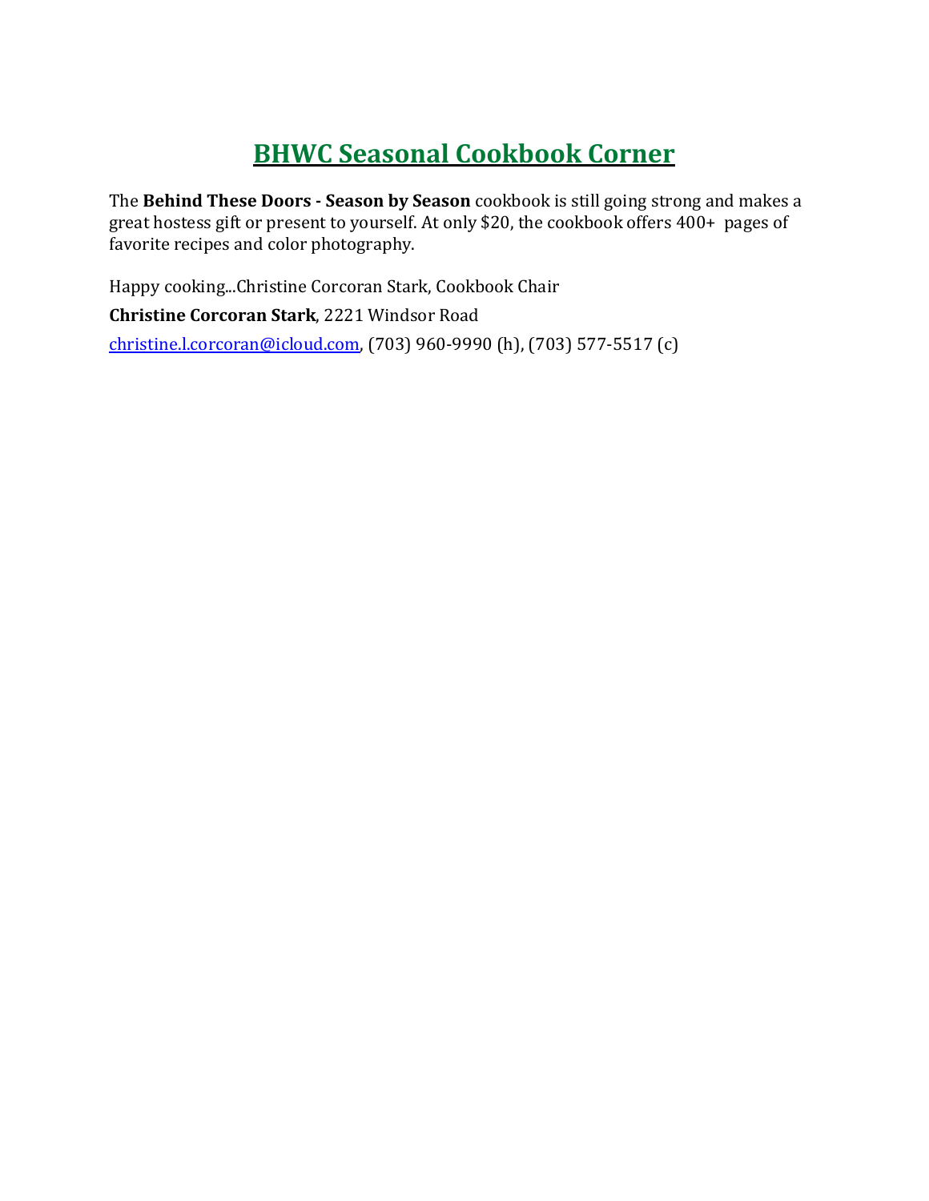# BHWC Seasonal Cookbook Corner

The **Behind These Doors - Season by Season** cookbook is still going strong and makes a great hostess gift or present to yourself. At only $20, the cookbook offers 400+ pages of favorite recipes and color photography.

Happy cooking...Christine Corcoran Stark, Cookbook Chair

**Christine Corcoran Stark**, 2221 Windsor Road

christine.l.corcoran@icloud.com, (703) 960-9990 (h), (703) 577-5517 (c)